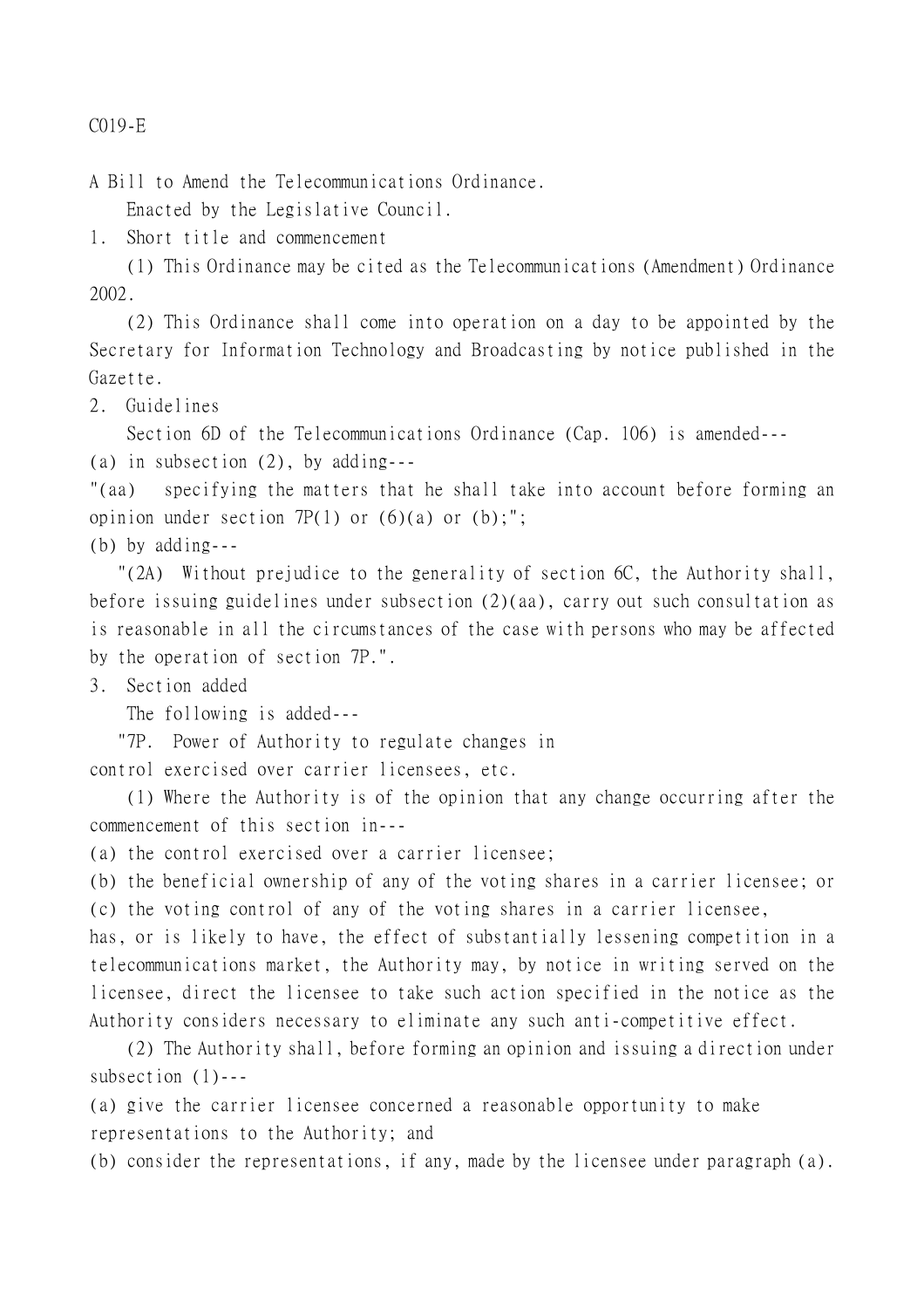C019-E

A Bill to Amend the Telecommunications Ordinance.

Enacted by the Legislative Council.

1. Short title and commencement

(1) This Ordinance may be cited as the Telecommunications (Amendment) Ordinance 2002.

(2) This Ordinance shall come into operation on a day to be appointed by the Secretary for Information Technology and Broadcasting by notice published in the Gazette.

2. Guidelines

Section 6D of the Telecommunications Ordinance (Cap. 106) is amended---

(a) in subsection (2), by adding---

"(aa) specifying the matters that he shall take into account before forming an opinion under section 7P(1) or (6)(a) or (b);";

(b) by adding---

"(2A) Without prejudice to the generality of section 6C, the Authority shall, before issuing guidelines under subsection (2)(aa), carry out such consultation as is reasonable in all the circumstances of the case with persons who may be affected by the operation of section 7P.".

3. Section added

The following is added---

"7P. Power of Authority to regulate changes in control exercised over carrier licensees, etc.

(1) Where the Authority is of the opinion that any change occurring after the commencement of this section in---

(a) the control exercised over a carrier licensee;

(b) the beneficial ownership of any of the voting shares in a carrier licensee; or

(c) the voting control of any of the voting shares in a carrier licensee,

has, or is likely to have, the effect of substantially lessening competition in a telecommunications market, the Authority may, by notice in writing served on the licensee, direct the licensee to take such action specified in the notice as the Authority considers necessary to eliminate any such anti-competitive effect.

(2) The Authority shall, before forming an opinion and issuing a direction under subsection (1)---

(a) give the carrier licensee concerned a reasonable opportunity to make representations to the Authority; and

(b) consider the representations, if any, made by the licensee under paragraph (a).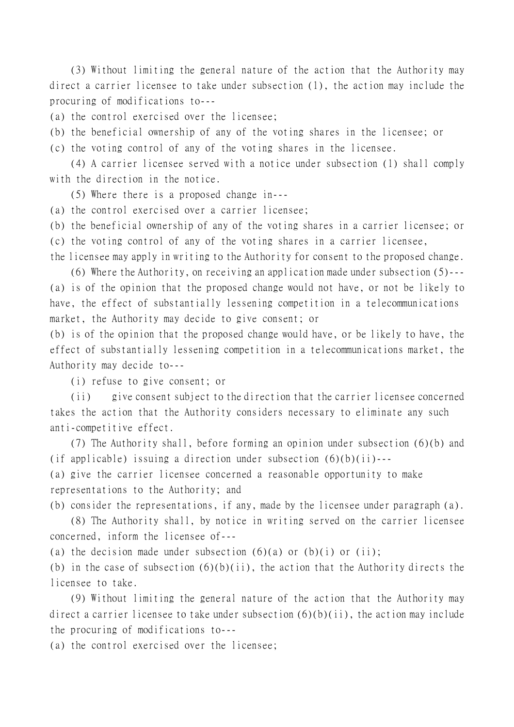(3) Without limiting the general nature of the action that the Authority may direct a carrier licensee to take under subsection (1), the action may include the procuring of modifications to---

(a) the control exercised over the licensee;

(b) the beneficial ownership of any of the voting shares in the licensee; or

(c) the voting control of any of the voting shares in the licensee.

(4) A carrier licensee served with a notice under subsection (1) shall comply with the direction in the notice.

(5) Where there is a proposed change in---

(a) the control exercised over a carrier licensee;

(b) the beneficial ownership of any of the voting shares in a carrier licensee; or

(c) the voting control of any of the voting shares in a carrier licensee,

the licensee may apply in writing to the Authority for consent to the proposed change.

(6) Where the Authority, on receiving an application made under subsection (5)---

(a) is of the opinion that the proposed change would not have, or not be likely to have, the effect of substantially lessening competition in a telecommunications market, the Authority may decide to give consent; or

(b) is of the opinion that the proposed change would have, or be likely to have, the effect of substantially lessening competition in a telecommunications market, the Authority may decide to---

(i) refuse to give consent; or

(ii) give consent subject to the direction that the carrier licensee concerned takes the action that the Authority considers necessary to eliminate any such anti-competitive effect.

(7) The Authority shall, before forming an opinion under subsection (6)(b) and (if applicable) issuing a direction under subsection (6)(b)(ii)---

(a) give the carrier licensee concerned a reasonable opportunity to make representations to the Authority; and

(b) consider the representations, if any, made by the licensee under paragraph (a).

(8) The Authority shall, by notice in writing served on the carrier licensee concerned, inform the licensee of---

(a) the decision made under subsection (6)(a) or (b)(i) or (ii);

(b) in the case of subsection (6)(b)(ii), the action that the Authority directs the licensee to take.

(9) Without limiting the general nature of the action that the Authority may direct a carrier licensee to take under subsection (6)(b)(ii), the action may include the procuring of modifications to---

(a) the control exercised over the licensee;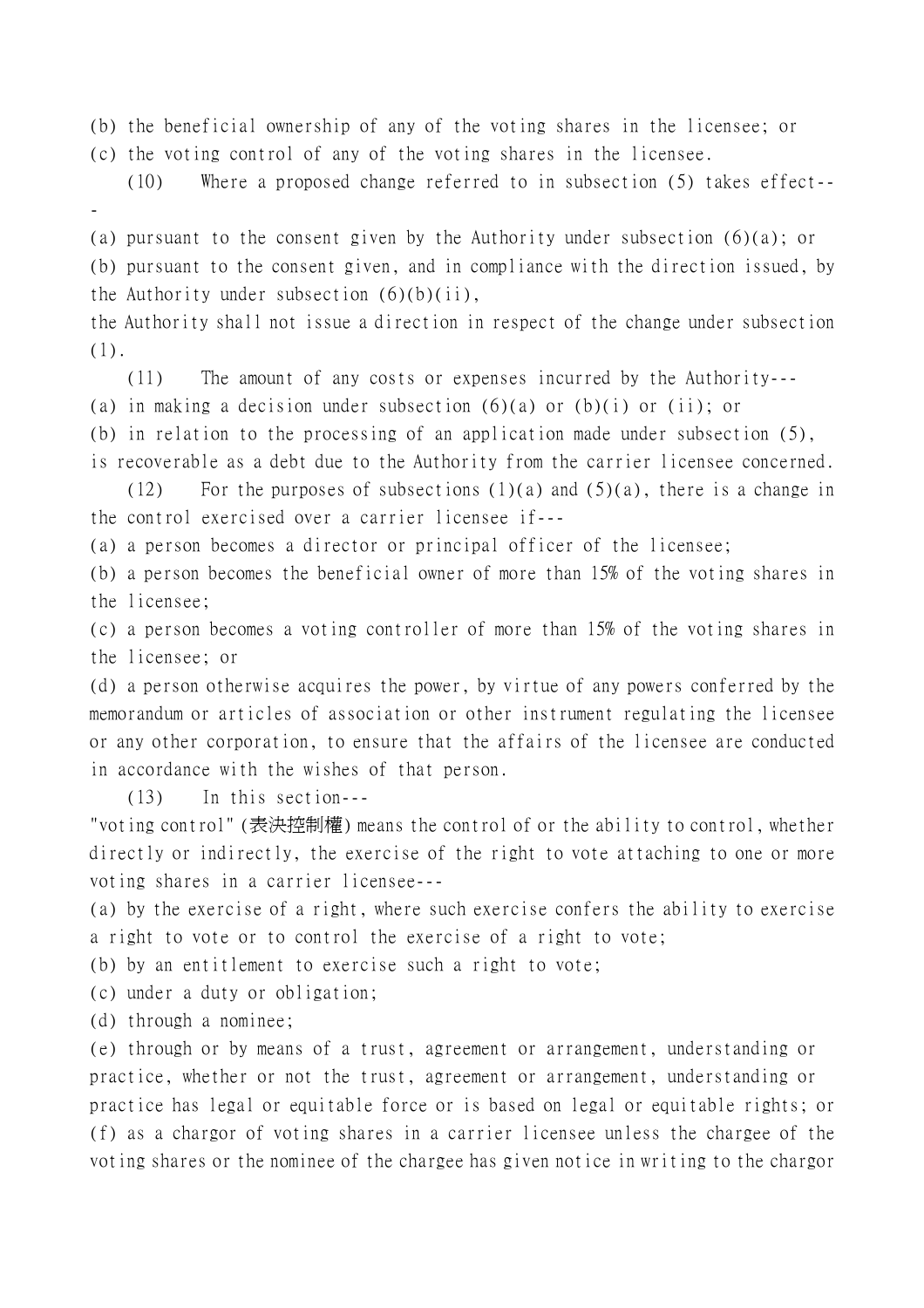(b) the beneficial ownership of any of the voting shares in the licensee; or

(c) the voting control of any of the voting shares in the licensee.

(10) Where a proposed change referred to in subsection (5) takes effect---

(a) pursuant to the consent given by the Authority under subsection (6)(a); or

(b) pursuant to the consent given, and in compliance with the direction issued, by the Authority under subsection (6)(b)(ii),

the Authority shall not issue a direction in respect of the change under subsection (1).

(11) The amount of any costs or expenses incurred by the Authority---

(a) in making a decision under subsection (6)(a) or (b)(i) or (ii); or

(b) in relation to the processing of an application made under subsection (5),

is recoverable as a debt due to the Authority from the carrier licensee concerned.

(12) For the purposes of subsections (1)(a) and (5)(a), there is a change in the control exercised over a carrier licensee if---

(a) a person becomes a director or principal officer of the licensee;

(b) a person becomes the beneficial owner of more than 15% of the voting shares in the licensee;

(c) a person becomes a voting controller of more than 15% of the voting shares in the licensee; or

(d) a person otherwise acquires the power, by virtue of any powers conferred by the memorandum or articles of association or other instrument regulating the licensee or any other corporation, to ensure that the affairs of the licensee are conducted in accordance with the wishes of that person.

(13) In this section---

"voting control" (表決控制權) means the control of or the ability to control, whether directly or indirectly, the exercise of the right to vote attaching to one or more voting shares in a carrier licensee---

(a) by the exercise of a right, where such exercise confers the ability to exercise a right to vote or to control the exercise of a right to vote;

(b) by an entitlement to exercise such a right to vote;

(c) under a duty or obligation;

(d) through a nominee;

(e) through or by means of a trust, agreement or arrangement, understanding or practice, whether or not the trust, agreement or arrangement, understanding or practice has legal or equitable force or is based on legal or equitable rights; or

(f) as a chargor of voting shares in a carrier licensee unless the chargee of the voting shares or the nominee of the chargee has given notice in writing to the chargor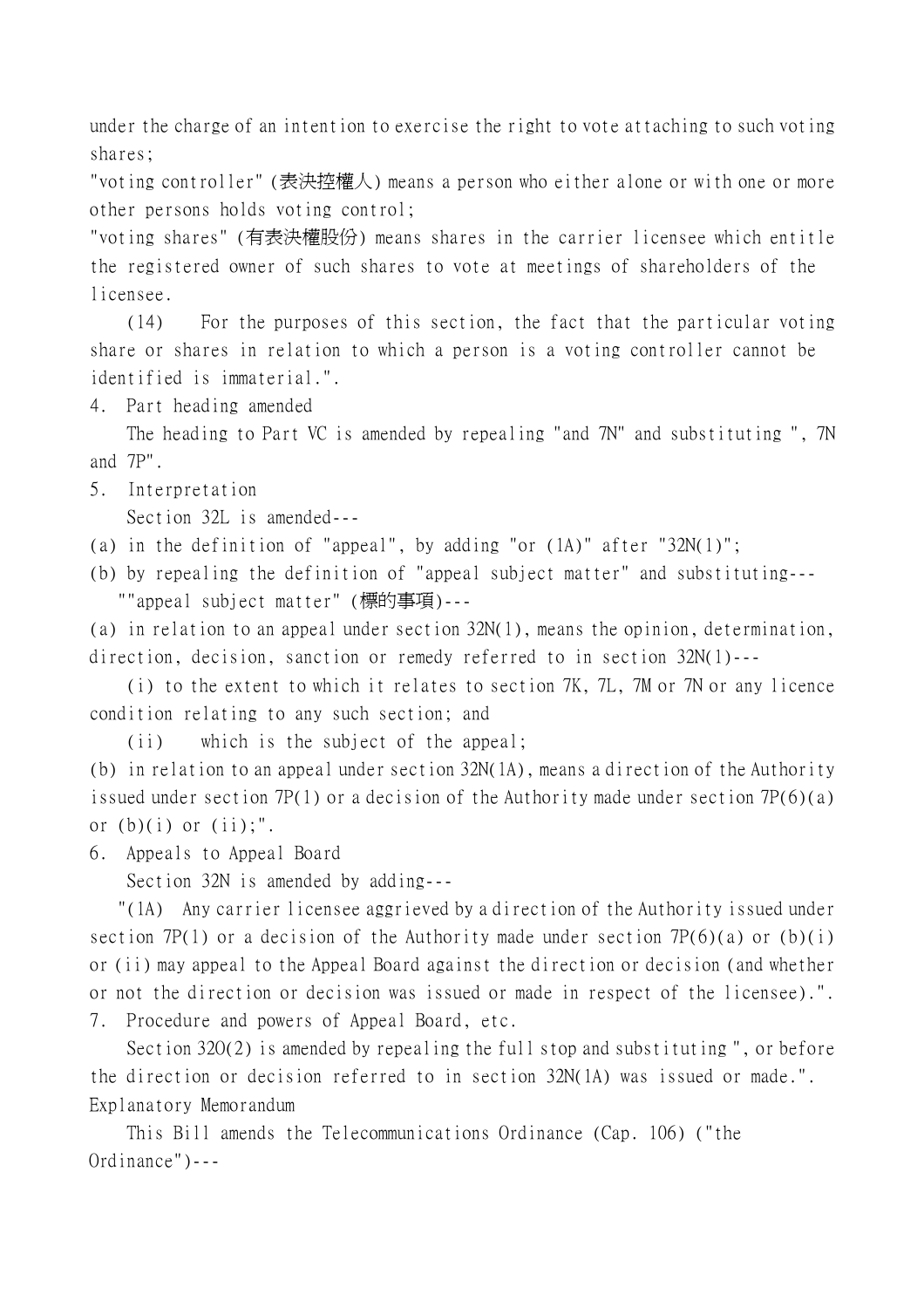under the charge of an intention to exercise the right to vote attaching to such voting shares;

"voting controller" (表決控權人) means a person who either alone or with one or more other persons holds voting control;

"voting shares" (有表決權股份) means shares in the carrier licensee which entitle the registered owner of such shares to vote at meetings of shareholders of the licensee.

(14) For the purposes of this section, the fact that the particular voting share or shares in relation to which a person is a voting controller cannot be identified is immaterial.".

4. Part heading amended

The heading to Part VC is amended by repealing "and 7N" and substituting ", 7N and 7P".

5. Interpretation

Section 32L is amended---

(a) in the definition of "appeal", by adding "or (1A)" after "32N(1)";

(b) by repealing the definition of "appeal subject matter" and substituting---

""appeal subject matter" (標的事項)---

(a) in relation to an appeal under section 32N(1), means the opinion, determination, direction, decision, sanction or remedy referred to in section 32N(1)---

(i) to the extent to which it relates to section 7K, 7L, 7M or 7N or any licence condition relating to any such section; and

(ii) which is the subject of the appeal;

(b) in relation to an appeal under section 32N(1A), means a direction of the Authority issued under section 7P(1) or a decision of the Authority made under section 7P(6)(a) or (b)(i) or (ii);".

6. Appeals to Appeal Board

Section 32N is amended by adding---

"(1A) Any carrier licensee aggrieved by a direction of the Authority issued under section 7P(1) or a decision of the Authority made under section 7P(6)(a) or (b)(i) or (ii) may appeal to the Appeal Board against the direction or decision (and whether or not the direction or decision was issued or made in respect of the licensee).".

7. Procedure and powers of Appeal Board, etc.

Section 32O(2) is amended by repealing the full stop and substituting ", or before the direction or decision referred to in section 32N(1A) was issued or made.".

Explanatory Memorandum

This Bill amends the Telecommunications Ordinance (Cap. 106) ("the Ordinance")---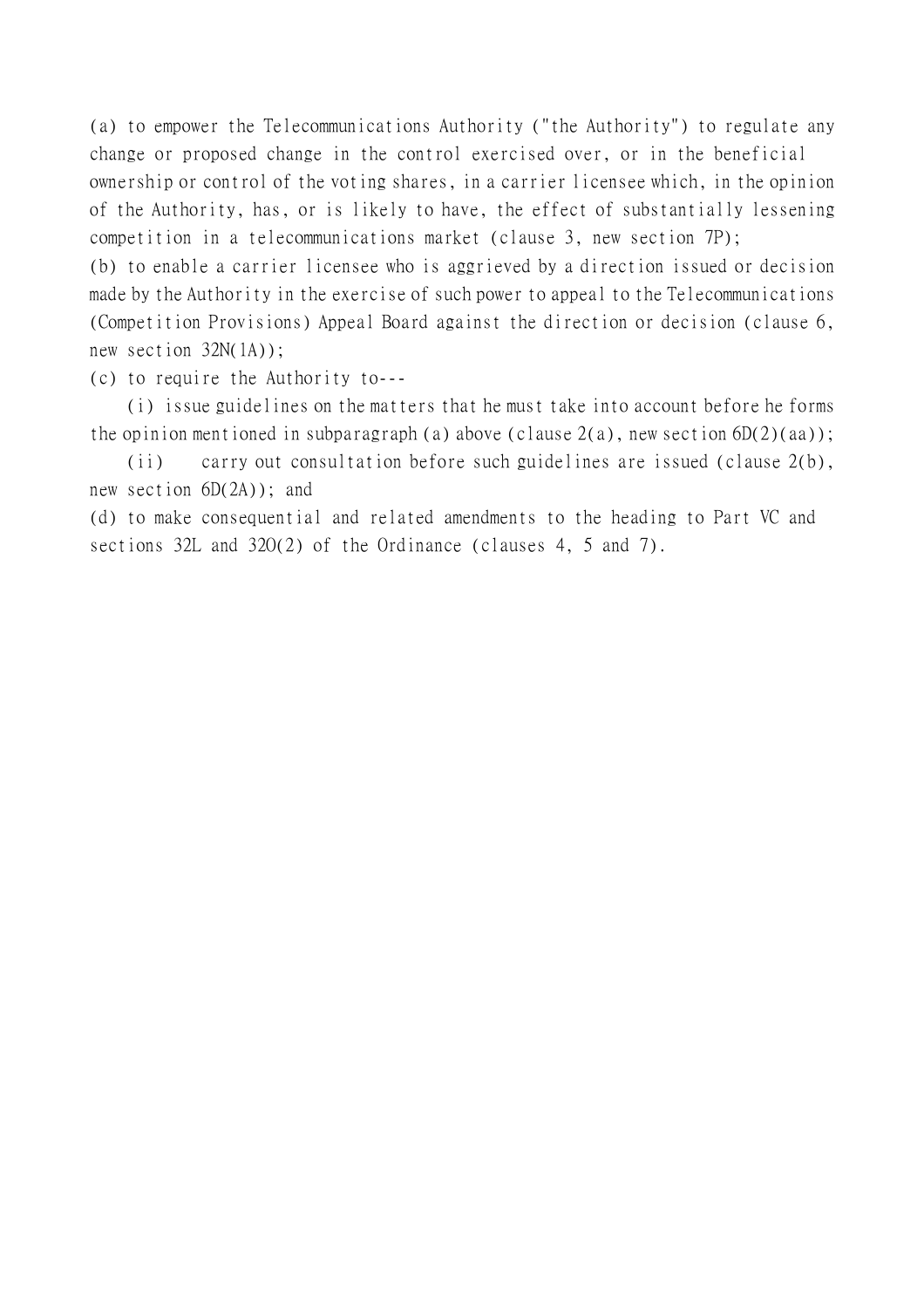(a) to empower the Telecommunications Authority ("the Authority") to regulate any change or proposed change in the control exercised over, or in the beneficial ownership or control of the voting shares, in a carrier licensee which, in the opinion of the Authority, has, or is likely to have, the effect of substantially lessening competition in a telecommunications market (clause 3, new section 7P);

(b) to enable a carrier licensee who is aggrieved by a direction issued or decision made by the Authority in the exercise of such power to appeal to the Telecommunications (Competition Provisions) Appeal Board against the direction or decision (clause 6, new section 32N(1A));

(c) to require the Authority to---

(i) issue guidelines on the matters that he must take into account before he forms the opinion mentioned in subparagraph (a) above (clause 2(a), new section 6D(2)(aa));

(ii) carry out consultation before such guidelines are issued (clause 2(b), new section 6D(2A)); and

(d) to make consequential and related amendments to the heading to Part VC and sections 32L and 32O(2) of the Ordinance (clauses 4, 5 and 7).